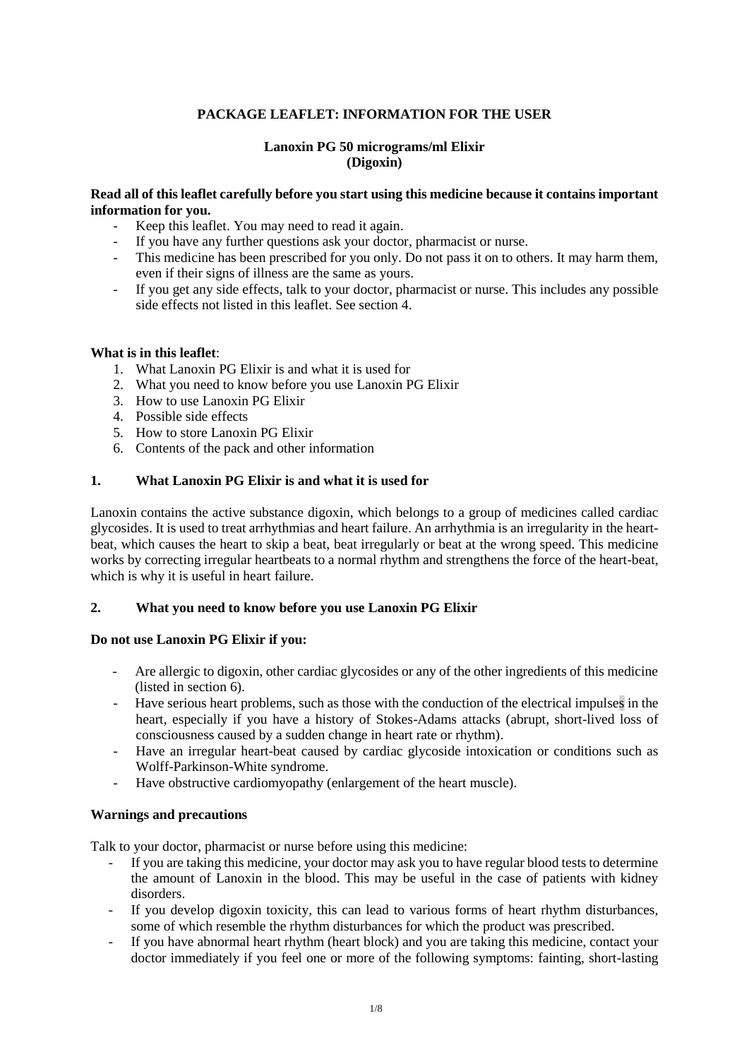**PACKAGE LEAFLET: INFORMATION FOR THE USER**

**Lanoxin PG 50 micrograms/ml Elixir**
**(Digoxin)**

**Read all of this leaflet carefully before you start using this medicine because it contains important information for you.**

- Keep this leaflet. You may need to read it again.
- If you have any further questions ask your doctor, pharmacist or nurse.
- This medicine has been prescribed for you only. Do not pass it on to others. It may harm them, even if their signs of illness are the same as yours.
- If you get any side effects, talk to your doctor, pharmacist or nurse. This includes any possible side effects not listed in this leaflet. See section 4.

**What is in this leaflet**:

1. What Lanoxin PG Elixir is and what it is used for
2. What you need to know before you use Lanoxin PG Elixir
3. How to use Lanoxin PG Elixir
4. Possible side effects
5. How to store Lanoxin PG Elixir
6. Contents of the pack and other information

## 1. What Lanoxin PG Elixir is and what it is used for

Lanoxin contains the active substance digoxin, which belongs to a group of medicines called cardiac glycosides. It is used to treat arrhythmias and heart failure. An arrhythmia is an irregularity in the heart-beat, which causes the heart to skip a beat, beat irregularly or beat at the wrong speed. This medicine works by correcting irregular heartbeats to a normal rhythm and strengthens the force of the heart-beat, which is why it is useful in heart failure.

## 2. What you need to know before you use Lanoxin PG Elixir

**Do not use Lanoxin PG Elixir if you:**

- Are allergic to digoxin, other cardiac glycosides or any of the other ingredients of this medicine (listed in section 6).
- Have serious heart problems, such as those with the conduction of the electrical impulses in the heart, especially if you have a history of Stokes-Adams attacks (abrupt, short-lived loss of consciousness caused by a sudden change in heart rate or rhythm).
- Have an irregular heart-beat caused by cardiac glycoside intoxication or conditions such as Wolff-Parkinson-White syndrome.
- Have obstructive cardiomyopathy (enlargement of the heart muscle).

**Warnings and precautions**

Talk to your doctor, pharmacist or nurse before using this medicine:

- If you are taking this medicine, your doctor may ask you to have regular blood tests to determine the amount of Lanoxin in the blood. This may be useful in the case of patients with kidney disorders.
- If you develop digoxin toxicity, this can lead to various forms of heart rhythm disturbances, some of which resemble the rhythm disturbances for which the product was prescribed.
- If you have abnormal heart rhythm (heart block) and you are taking this medicine, contact your doctor immediately if you feel one or more of the following symptoms: fainting, short-lasting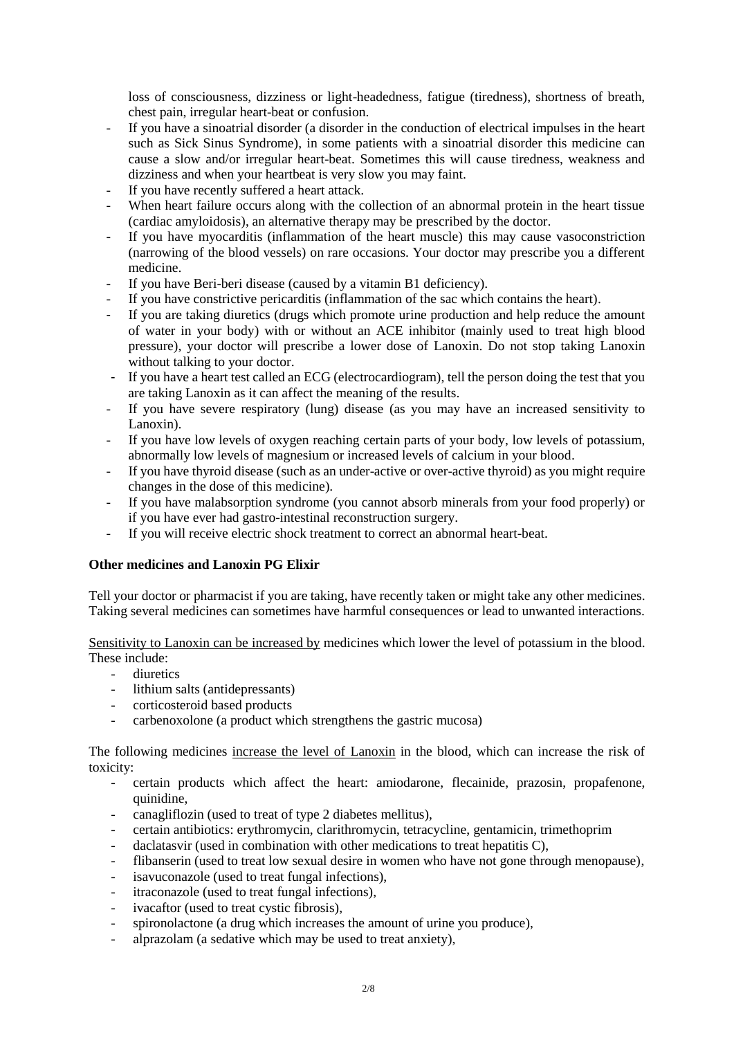loss of consciousness, dizziness or light-headedness, fatigue (tiredness), shortness of breath, chest pain, irregular heart-beat or confusion.

- If you have a sinoatrial disorder (a disorder in the conduction of electrical impulses in the heart such as Sick Sinus Syndrome), in some patients with a sinoatrial disorder this medicine can cause a slow and/or irregular heart-beat. Sometimes this will cause tiredness, weakness and dizziness and when your heartbeat is very slow you may faint.
- If you have recently suffered a heart attack.
- When heart failure occurs along with the collection of an abnormal protein in the heart tissue (cardiac amyloidosis), an alternative therapy may be prescribed by the doctor.
- If you have myocarditis (inflammation of the heart muscle) this may cause vasoconstriction (narrowing of the blood vessels) on rare occasions. Your doctor may prescribe you a different medicine.
- If you have Beri-beri disease (caused by a vitamin B1 deficiency).
- If you have constrictive pericarditis (inflammation of the sac which contains the heart).
- If you are taking diuretics (drugs which promote urine production and help reduce the amount of water in your body) with or without an ACE inhibitor (mainly used to treat high blood pressure), your doctor will prescribe a lower dose of Lanoxin. Do not stop taking Lanoxin without talking to your doctor.
- If you have a heart test called an ECG (electrocardiogram), tell the person doing the test that you are taking Lanoxin as it can affect the meaning of the results.
- If you have severe respiratory (lung) disease (as you may have an increased sensitivity to Lanoxin).
- If you have low levels of oxygen reaching certain parts of your body, low levels of potassium, abnormally low levels of magnesium or increased levels of calcium in your blood.
- If you have thyroid disease (such as an under-active or over-active thyroid) as you might require changes in the dose of this medicine).
- If you have malabsorption syndrome (you cannot absorb minerals from your food properly) or if you have ever had gastro-intestinal reconstruction surgery.
- If you will receive electric shock treatment to correct an abnormal heart-beat.

**Other medicines and Lanoxin PG Elixir**

Tell your doctor or pharmacist if you are taking, have recently taken or might take any other medicines. Taking several medicines can sometimes have harmful consequences or lead to unwanted interactions.

<u>Sensitivity to Lanoxin can be increased by</u> medicines which lower the level of potassium in the blood. These include:

- diuretics
- lithium salts (antidepressants)
- corticosteroid based products
- carbenoxolone (a product which strengthens the gastric mucosa)

The following medicines <u>increase the level of Lanoxin</u> in the blood, which can increase the risk of toxicity:

- certain products which affect the heart: amiodarone, flecainide, prazosin, propafenone, quinidine,
- canagliflozin (used to treat of type 2 diabetes mellitus),
- certain antibiotics: erythromycin, clarithromycin, tetracycline, gentamicin, trimethoprim
- daclatasvir (used in combination with other medications to treat hepatitis C),
- flibanserin (used to treat low sexual desire in women who have not gone through menopause),
- isavuconazole (used to treat fungal infections),
- itraconazole (used to treat fungal infections),
- ivacaftor (used to treat cystic fibrosis),
- spironolactone (a drug which increases the amount of urine you produce),
- alprazolam (a sedative which may be used to treat anxiety),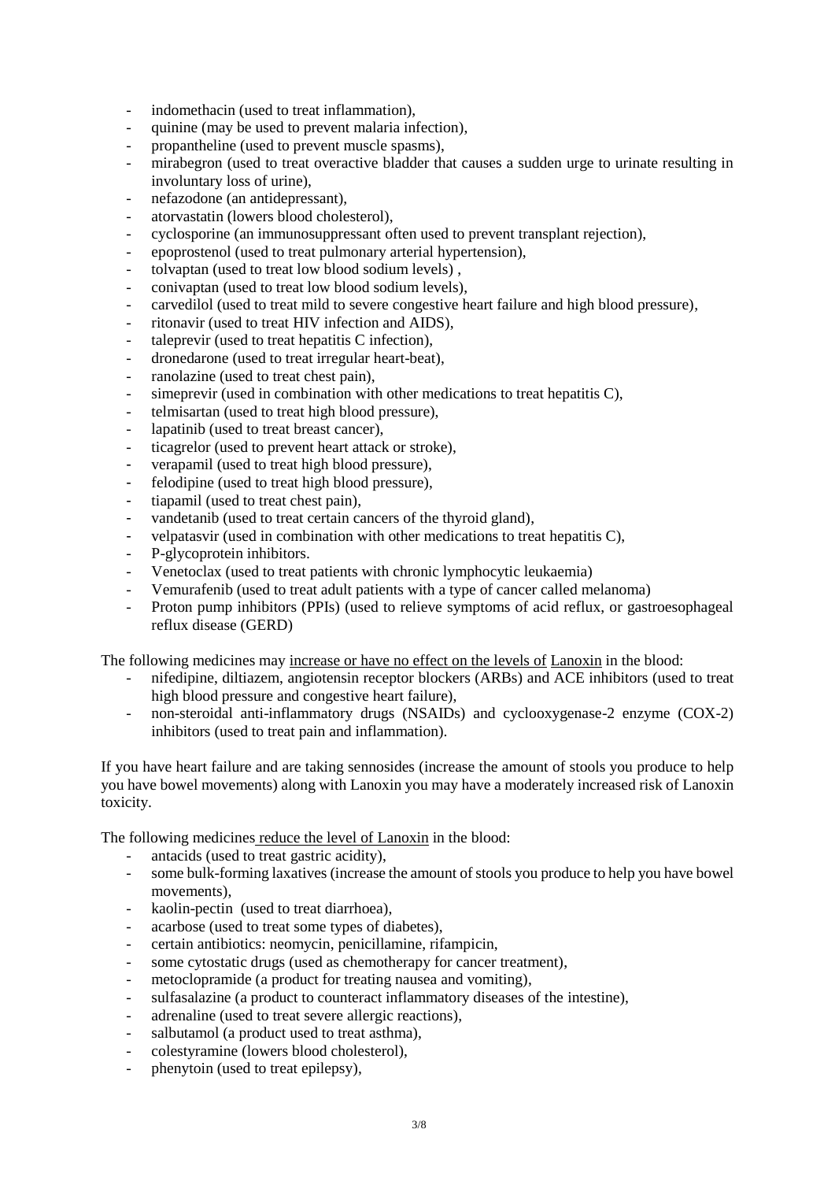- indomethacin (used to treat inflammation),
- quinine (may be used to prevent malaria infection),
- propantheline (used to prevent muscle spasms),
- mirabegron (used to treat overactive bladder that causes a sudden urge to urinate resulting in involuntary loss of urine),
- nefazodone (an antidepressant),
- atorvastatin (lowers blood cholesterol),
- cyclosporine (an immunosuppressant often used to prevent transplant rejection),
- epoprostenol (used to treat pulmonary arterial hypertension),
- tolvaptan (used to treat low blood sodium levels) ,
- conivaptan (used to treat low blood sodium levels),
- carvedilol (used to treat mild to severe congestive heart failure and high blood pressure),
- ritonavir (used to treat HIV infection and AIDS),
- taleprevir (used to treat hepatitis C infection),
- dronedarone (used to treat irregular heart-beat),
- ranolazine (used to treat chest pain),
- simeprevir (used in combination with other medications to treat hepatitis C),
- telmisartan (used to treat high blood pressure),
- lapatinib (used to treat breast cancer),
- ticagrelor (used to prevent heart attack or stroke),
- verapamil (used to treat high blood pressure),
- felodipine (used to treat high blood pressure),
- tiapamil (used to treat chest pain),
- vandetanib (used to treat certain cancers of the thyroid gland),
- velpatasvir (used in combination with other medications to treat hepatitis C),
- P-glycoprotein inhibitors.
- Venetoclax (used to treat patients with chronic lymphocytic leukaemia)
- Vemurafenib (used to treat adult patients with a type of cancer called melanoma)
- Proton pump inhibitors (PPIs) (used to relieve symptoms of acid reflux, or gastroesophageal reflux disease (GERD)

The following medicines may <u>increase or have no effect on the levels of</u> <u>Lanoxin</u> in the blood:

- nifedipine, diltiazem, angiotensin receptor blockers (ARBs) and ACE inhibitors (used to treat high blood pressure and congestive heart failure),
- non-steroidal anti-inflammatory drugs (NSAIDs) and cyclooxygenase-2 enzyme (COX-2) inhibitors (used to treat pain and inflammation).

If you have heart failure and are taking sennosides (increase the amount of stools you produce to help you have bowel movements) along with Lanoxin you may have a moderately increased risk of Lanoxin toxicity.

The following medicines <u>reduce the level of Lanoxin</u> in the blood:

- antacids (used to treat gastric acidity),
- some bulk-forming laxatives (increase the amount of stools you produce to help you have bowel movements),
- kaolin-pectin (used to treat diarrhoea),
- acarbose (used to treat some types of diabetes),
- certain antibiotics: neomycin, penicillamine, rifampicin,
- some cytostatic drugs (used as chemotherapy for cancer treatment),
- metoclopramide (a product for treating nausea and vomiting),
- sulfasalazine (a product to counteract inflammatory diseases of the intestine),
- adrenaline (used to treat severe allergic reactions),
- salbutamol (a product used to treat asthma),
- colestyramine (lowers blood cholesterol),
- phenytoin (used to treat epilepsy),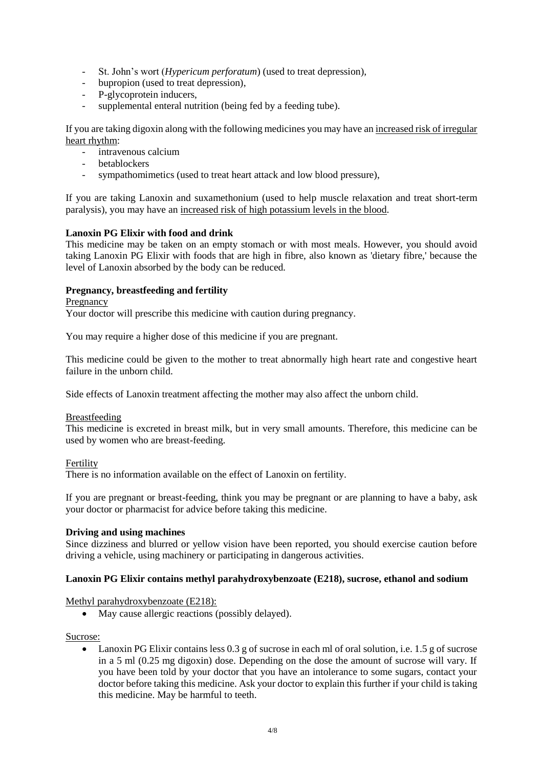- St. John's wort (*Hypericum perforatum*) (used to treat depression),
- bupropion (used to treat depression),
- P-glycoprotein inducers,
- supplemental enteral nutrition (being fed by a feeding tube).

If you are taking digoxin along with the following medicines you may have an increased risk of irregular heart rhythm:

- intravenous calcium
- betablockers
- sympathomimetics (used to treat heart attack and low blood pressure),

If you are taking Lanoxin and suxamethonium (used to help muscle relaxation and treat short-term paralysis), you may have an increased risk of high potassium levels in the blood.

**Lanoxin PG Elixir with food and drink**

This medicine may be taken on an empty stomach or with most meals. However, you should avoid taking Lanoxin PG Elixir with foods that are high in fibre, also known as 'dietary fibre,' because the level of Lanoxin absorbed by the body can be reduced.

**Pregnancy, breastfeeding and fertility**

Pregnancy

Your doctor will prescribe this medicine with caution during pregnancy.

You may require a higher dose of this medicine if you are pregnant.

This medicine could be given to the mother to treat abnormally high heart rate and congestive heart failure in the unborn child.

Side effects of Lanoxin treatment affecting the mother may also affect the unborn child.

Breastfeeding

This medicine is excreted in breast milk, but in very small amounts. Therefore, this medicine can be used by women who are breast-feeding.

Fertility

There is no information available on the effect of Lanoxin on fertility.

If you are pregnant or breast-feeding, think you may be pregnant or are planning to have a baby, ask your doctor or pharmacist for advice before taking this medicine.

**Driving and using machines**

Since dizziness and blurred or yellow vision have been reported, you should exercise caution before driving a vehicle, using machinery or participating in dangerous activities.

**Lanoxin PG Elixir contains methyl parahydroxybenzoate (E218), sucrose, ethanol and sodium**

Methyl parahydroxybenzoate (E218):

- May cause allergic reactions (possibly delayed).

Sucrose:

- Lanoxin PG Elixir contains less 0.3 g of sucrose in each ml of oral solution, i.e. 1.5 g of sucrose in a 5 ml (0.25 mg digoxin) dose. Depending on the dose the amount of sucrose will vary. If you have been told by your doctor that you have an intolerance to some sugars, contact your doctor before taking this medicine. Ask your doctor to explain this further if your child is taking this medicine. May be harmful to teeth.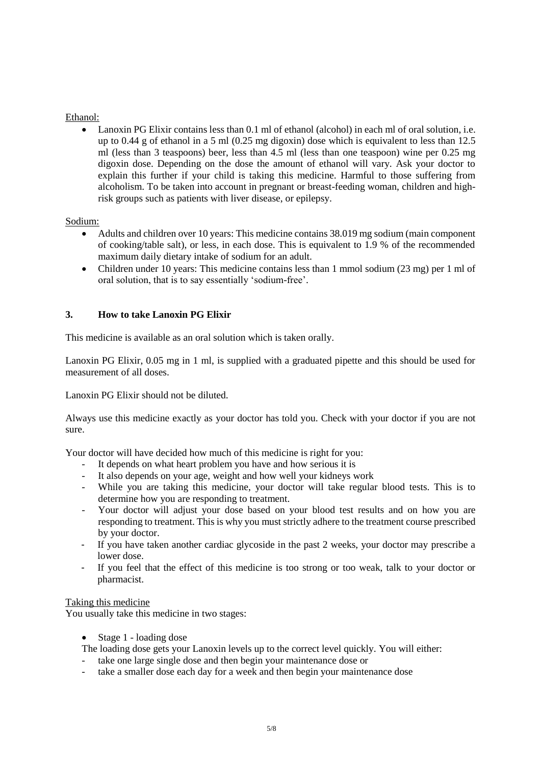Ethanol:

- Lanoxin PG Elixir contains less than 0.1 ml of ethanol (alcohol) in each ml of oral solution, i.e. up to 0.44 g of ethanol in a 5 ml (0.25 mg digoxin) dose which is equivalent to less than 12.5 ml (less than 3 teaspoons) beer, less than 4.5 ml (less than one teaspoon) wine per 0.25 mg digoxin dose. Depending on the dose the amount of ethanol will vary. Ask your doctor to explain this further if your child is taking this medicine. Harmful to those suffering from alcoholism. To be taken into account in pregnant or breast-feeding woman, children and high-risk groups such as patients with liver disease, or epilepsy.

Sodium:

- Adults and children over 10 years: This medicine contains 38.019 mg sodium (main component of cooking/table salt), or less, in each dose. This is equivalent to 1.9 % of the recommended maximum daily dietary intake of sodium for an adult.
- Children under 10 years: This medicine contains less than 1 mmol sodium (23 mg) per 1 ml of oral solution, that is to say essentially 'sodium-free'.

## 3. How to take Lanoxin PG Elixir

This medicine is available as an oral solution which is taken orally.

Lanoxin PG Elixir, 0.05 mg in 1 ml, is supplied with a graduated pipette and this should be used for measurement of all doses.

Lanoxin PG Elixir should not be diluted.

Always use this medicine exactly as your doctor has told you. Check with your doctor if you are not sure.

Your doctor will have decided how much of this medicine is right for you:

- It depends on what heart problem you have and how serious it is
- It also depends on your age, weight and how well your kidneys work
- While you are taking this medicine, your doctor will take regular blood tests. This is to determine how you are responding to treatment.
- Your doctor will adjust your dose based on your blood test results and on how you are responding to treatment. This is why you must strictly adhere to the treatment course prescribed by your doctor.
- If you have taken another cardiac glycoside in the past 2 weeks, your doctor may prescribe a lower dose.
- If you feel that the effect of this medicine is too strong or too weak, talk to your doctor or pharmacist.

Taking this medicine

You usually take this medicine in two stages:

- Stage 1 - loading dose

The loading dose gets your Lanoxin levels up to the correct level quickly. You will either:

- take one large single dose and then begin your maintenance dose or
- take a smaller dose each day for a week and then begin your maintenance dose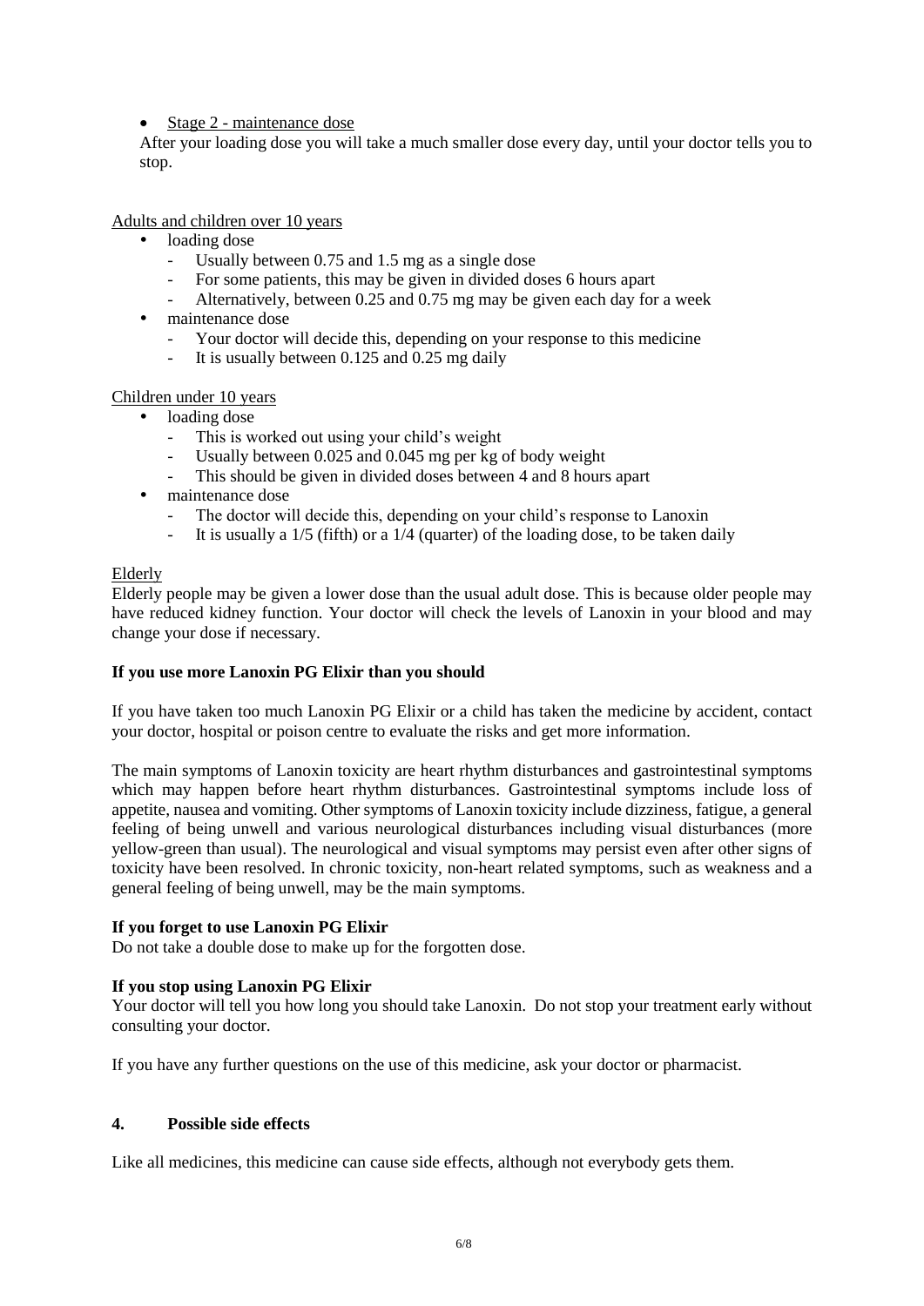- Stage 2 - maintenance dose

  After your loading dose you will take a much smaller dose every day, until your doctor tells you to stop.

Adults and children over 10 years

- loading dose
  - Usually between 0.75 and 1.5 mg as a single dose
  - For some patients, this may be given in divided doses 6 hours apart
  - Alternatively, between 0.25 and 0.75 mg may be given each day for a week
- maintenance dose
  - Your doctor will decide this, depending on your response to this medicine
  - It is usually between 0.125 and 0.25 mg daily

Children under 10 years

- loading dose
  - This is worked out using your child's weight
  - Usually between 0.025 and 0.045 mg per kg of body weight
  - This should be given in divided doses between 4 and 8 hours apart
- maintenance dose
  - The doctor will decide this, depending on your child's response to Lanoxin
  - It is usually a 1/5 (fifth) or a 1/4 (quarter) of the loading dose, to be taken daily

Elderly

Elderly people may be given a lower dose than the usual adult dose. This is because older people may have reduced kidney function. Your doctor will check the levels of Lanoxin in your blood and may change your dose if necessary.

**If you use more Lanoxin PG Elixir than you should**

If you have taken too much Lanoxin PG Elixir or a child has taken the medicine by accident, contact your doctor, hospital or poison centre to evaluate the risks and get more information.

The main symptoms of Lanoxin toxicity are heart rhythm disturbances and gastrointestinal symptoms which may happen before heart rhythm disturbances. Gastrointestinal symptoms include loss of appetite, nausea and vomiting. Other symptoms of Lanoxin toxicity include dizziness, fatigue, a general feeling of being unwell and various neurological disturbances including visual disturbances (more yellow-green than usual). The neurological and visual symptoms may persist even after other signs of toxicity have been resolved. In chronic toxicity, non-heart related symptoms, such as weakness and a general feeling of being unwell, may be the main symptoms.

**If you forget to use Lanoxin PG Elixir**

Do not take a double dose to make up for the forgotten dose.

**If you stop using Lanoxin PG Elixir**

Your doctor will tell you how long you should take Lanoxin. Do not stop your treatment early without consulting your doctor.

If you have any further questions on the use of this medicine, ask your doctor or pharmacist.

## 4. Possible side effects

Like all medicines, this medicine can cause side effects, although not everybody gets them.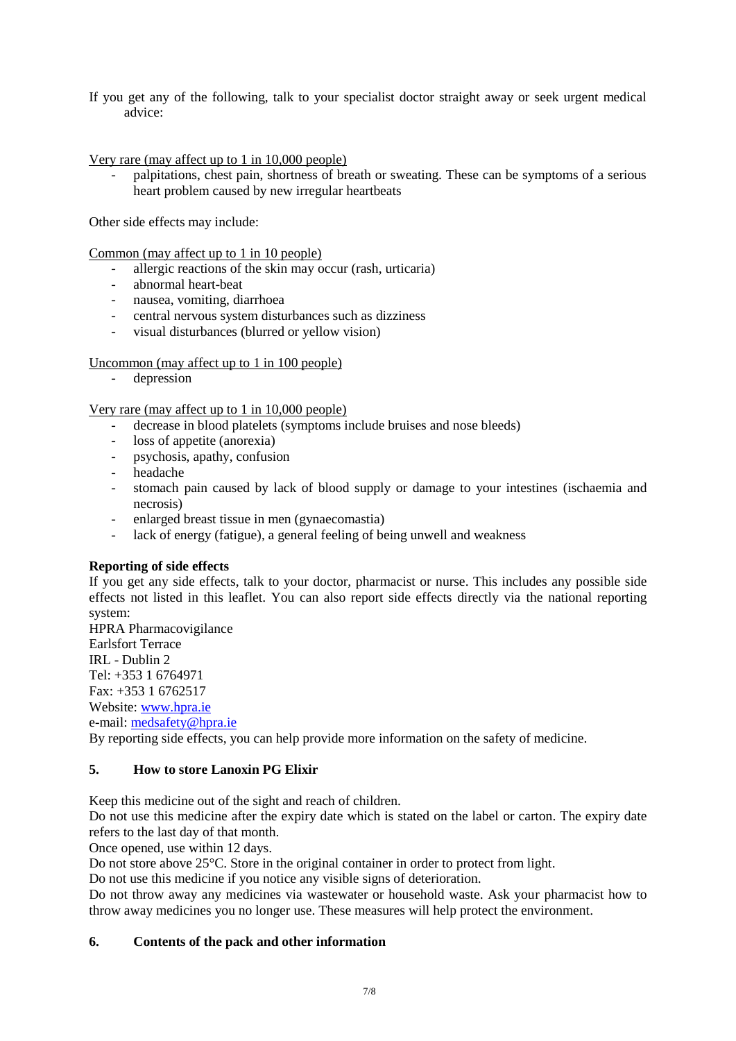If you get any of the following, talk to your specialist doctor straight away or seek urgent medical advice:

Very rare (may affect up to 1 in 10,000 people)

- palpitations, chest pain, shortness of breath or sweating. These can be symptoms of a serious heart problem caused by new irregular heartbeats

Other side effects may include:

Common (may affect up to 1 in 10 people)

- allergic reactions of the skin may occur (rash, urticaria)
- abnormal heart-beat
- nausea, vomiting, diarrhoea
- central nervous system disturbances such as dizziness
- visual disturbances (blurred or yellow vision)

Uncommon (may affect up to 1 in 100 people)

- depression

Very rare (may affect up to 1 in 10,000 people)

- decrease in blood platelets (symptoms include bruises and nose bleeds)
- loss of appetite (anorexia)
- psychosis, apathy, confusion
- headache
- stomach pain caused by lack of blood supply or damage to your intestines (ischaemia and necrosis)
- enlarged breast tissue in men (gynaecomastia)
- lack of energy (fatigue), a general feeling of being unwell and weakness

**Reporting of side effects**

If you get any side effects, talk to your doctor, pharmacist or nurse. This includes any possible side effects not listed in this leaflet. You can also report side effects directly via the national reporting system:

HPRA Pharmacovigilance
Earlsfort Terrace
IRL - Dublin 2
Tel: +353 1 6764971
Fax: +353 1 6762517
Website: www.hpra.ie
e-mail: medsafety@hpra.ie

By reporting side effects, you can help provide more information on the safety of medicine.

## 5. How to store Lanoxin PG Elixir

Keep this medicine out of the sight and reach of children.
Do not use this medicine after the expiry date which is stated on the label or carton. The expiry date refers to the last day of that month.
Once opened, use within 12 days.
Do not store above 25°C. Store in the original container in order to protect from light.
Do not use this medicine if you notice any visible signs of deterioration.
Do not throw away any medicines via wastewater or household waste. Ask your pharmacist how to throw away medicines you no longer use. These measures will help protect the environment.

## 6. Contents of the pack and other information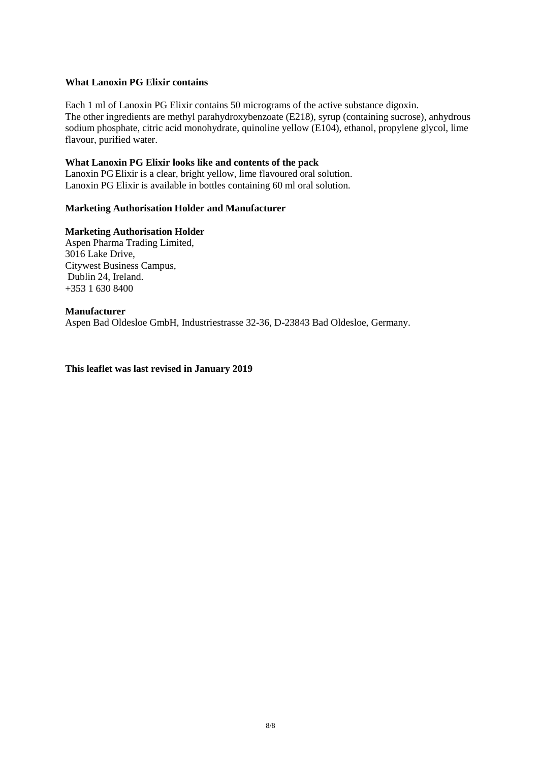**What Lanoxin PG Elixir contains**

Each 1 ml of Lanoxin PG Elixir contains 50 micrograms of the active substance digoxin.
The other ingredients are methyl parahydroxybenzoate (E218), syrup (containing sucrose), anhydrous sodium phosphate, citric acid monohydrate, quinoline yellow (E104), ethanol, propylene glycol, lime flavour, purified water.

**What Lanoxin PG Elixir looks like and contents of the pack**

Lanoxin PG Elixir is a clear, bright yellow, lime flavoured oral solution.
Lanoxin PG Elixir is available in bottles containing 60 ml oral solution.

**Marketing Authorisation Holder and Manufacturer**

**Marketing Authorisation Holder**

Aspen Pharma Trading Limited,
3016 Lake Drive,
Citywest Business Campus,
Dublin 24, Ireland.
+353 1 630 8400

**Manufacturer**

Aspen Bad Oldesloe GmbH, Industriestrasse 32-36, D-23843 Bad Oldesloe, Germany.

**This leaflet was last revised in January 2019**